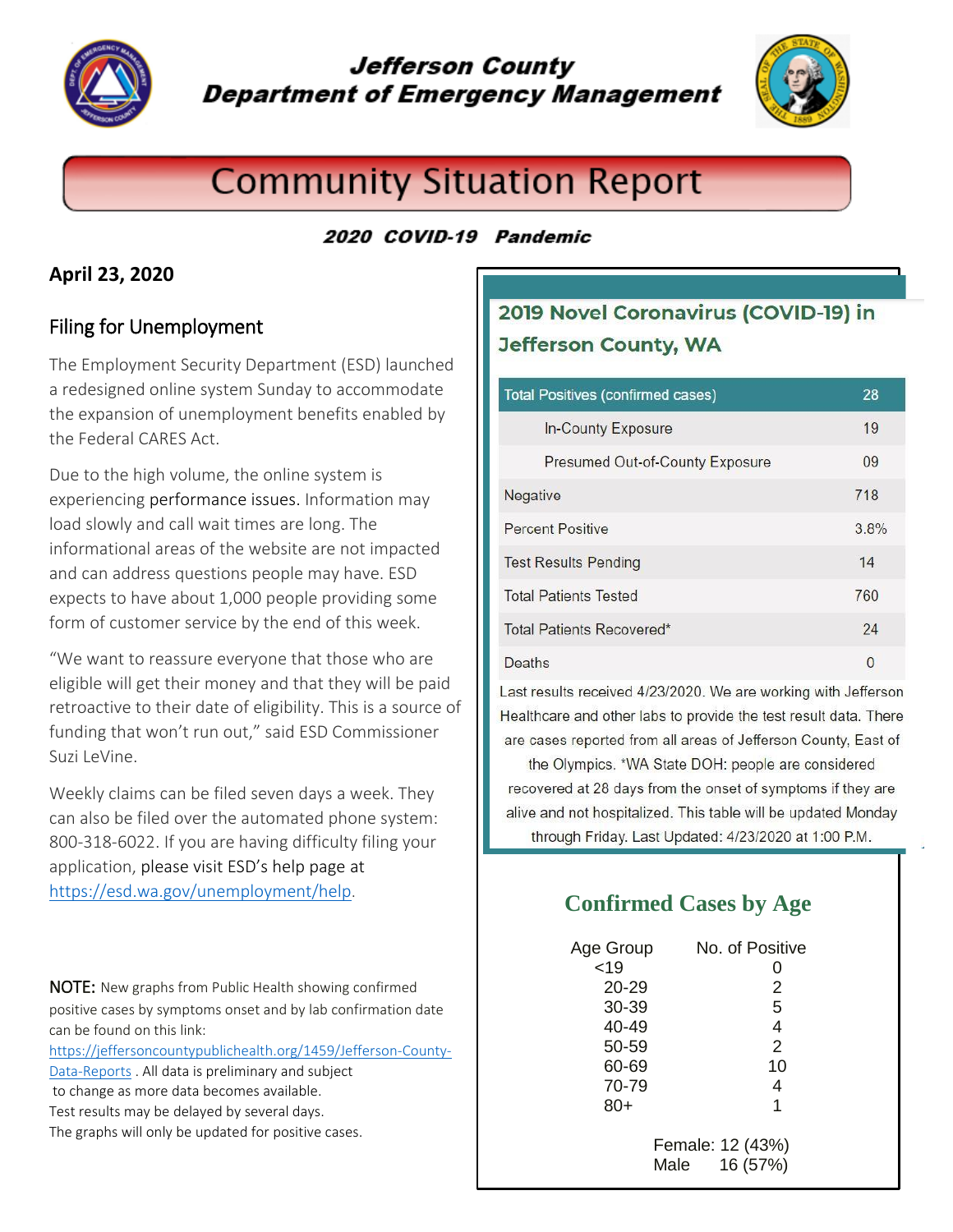# Jefferson County Department of Emergency Management

# Community Situation Report

***2020 COVID-19 Pandemic***

**April 23, 2020**

## Filing for Unemployment

The Employment Security Department (ESD) launched a redesigned online system Sunday to accommodate the expansion of unemployment benefits enabled by the Federal CARES Act.

Due to the high volume, the online system is experiencing performance issues. Information may load slowly and call wait times are long. The informational areas of the website are not impacted and can address questions people may have. ESD expects to have about 1,000 people providing some form of customer service by the end of this week.

"We want to reassure everyone that those who are eligible will get their money and that they will be paid retroactive to their date of eligibility. This is a source of funding that won't run out," said ESD Commissioner Suzi LeVine.

Weekly claims can be filed seven days a week. They can also be filed over the automated phone system: 800-318-6022. If you are having difficulty filing your application, please visit ESD's help page at [https://esd.wa.gov/unemployment/help](https://esd.wa.gov/unemployment/help).

NOTE: New graphs from Public Health showing confirmed positive cases by symptoms onset and by lab confirmation date can be found on this link: [https://jeffersoncountypublichealth.org/1459/Jefferson-County-Data-Reports](https://jeffersoncountypublichealth.org/1459/Jefferson-County-Data-Reports) . All data is preliminary and subject to change as more data becomes available. Test results may be delayed by several days. The graphs will only be updated for positive cases.

## 2019 Novel Coronavirus (COVID-19) in Jefferson County, WA

| Total Positives (confirmed cases) | 28 |
|---|---|
| In-County Exposure | 19 |
| Presumed Out-of-County Exposure | 09 |
| Negative | 718 |
| Percent Positive | 3.8% |
| Test Results Pending | 14 |
| Total Patients Tested | 760 |
| Total Patients Recovered* | 24 |
| Deaths | 0 |

Last results received 4/23/2020. We are working with Jefferson Healthcare and other labs to provide the test result data. There are cases reported from all areas of Jefferson County, East of the Olympics. *WA State DOH: people are considered recovered at 28 days from the onset of symptoms if they are alive and not hospitalized. This table will be updated Monday through Friday. Last Updated: 4/23/2020 at 1:00 P.M.

## Confirmed Cases by Age

| Age Group | No. of Positive |
|---|---|
| <19 | 0 |
| 20-29 | 2 |
| 30-39 | 5 |
| 40-49 | 4 |
| 50-59 | 2 |
| 60-69 | 10 |
| 70-79 | 4 |
| 80+ | 1 |

Female: 12 (43%)
Male 16 (57%)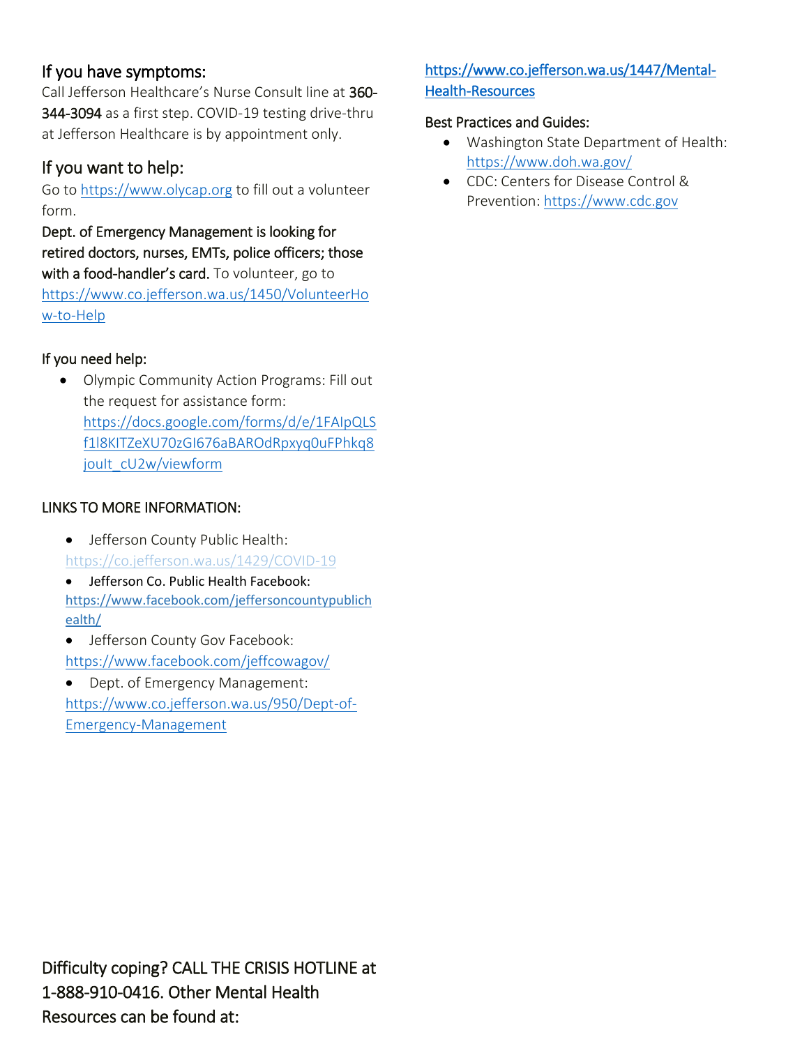## If you have symptoms:

Call Jefferson Healthcare's Nurse Consult line at **360-344-3094** as a first step. COVID-19 testing drive-thru at Jefferson Healthcare is by appointment only.

## If you want to help:

Go to https://www.olycap.org to fill out a volunteer form.

**Dept. of Emergency Management is looking for retired doctors, nurses, EMTs, police officers; those with a food-handler's card.** To volunteer, go to https://www.co.jefferson.wa.us/1450/VolunteerHow-to-Help

### If you need help:

- Olympic Community Action Programs: Fill out the request for assistance form: https://docs.google.com/forms/d/e/1FAIpQLSf1l8KITZeXU70zGI676aBARОdRpxyq0uFPhkq8joult_cU2w/viewform

### LINKS TO MORE INFORMATION:

- Jefferson County Public Health: https://co.jefferson.wa.us/1429/COVID-19
- Jefferson Co. Public Health Facebook: https://www.facebook.com/jeffersoncountypublichealth/
- Jefferson County Gov Facebook: https://www.facebook.com/jeffcowagov/
- Dept. of Emergency Management: https://www.co.jefferson.wa.us/950/Dept-of-Emergency-Management

## Difficulty coping? CALL THE CRISIS HOTLINE at 1-888-910-0416. Other Mental Health Resources can be found at:

https://www.co.jefferson.wa.us/1447/Mental-Health-Resources

### Best Practices and Guides:

- Washington State Department of Health: https://www.doh.wa.gov/
- CDC: Centers for Disease Control & Prevention: https://www.cdc.gov